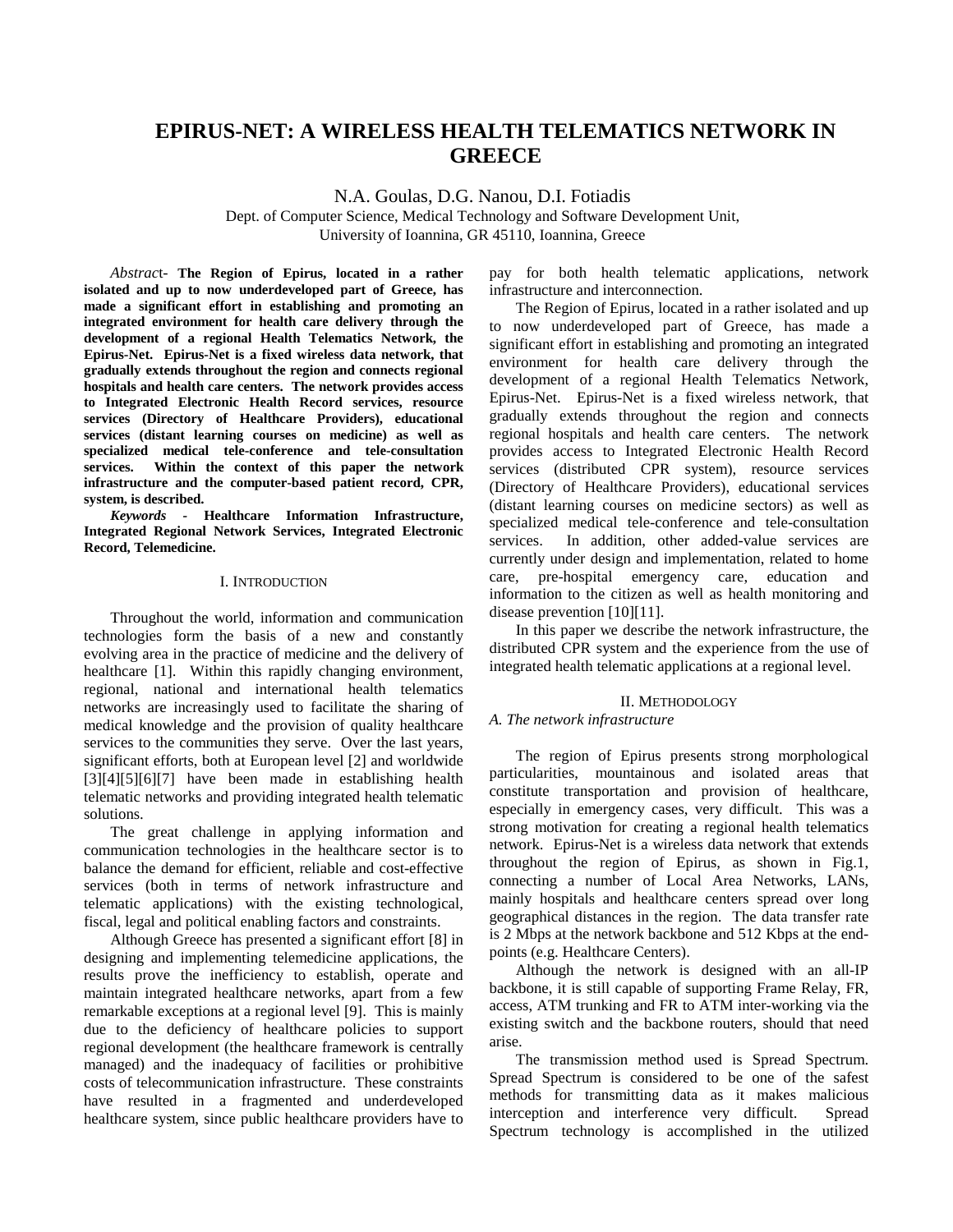# EPIRUS-NET: A WIRELESS HEALTH TELEMATICS NETWORK IN GREECE

N.A. Goulas, D.G. Nanou, D.I. Fotiadis

Dept. of Computer Science, Medical Technology and Software Development Unit, University of Ioannina, GR 45110, Ioannina, Greece

*Abstract*- **The Region of Epirus, located in a rather isolated and up to now underdeveloped part of Greece, has made a significant effort in establishing and promoting an integrated environment for health care delivery through the development of a regional Health Telematics Network, the Epirus-Net. Epirus-Net is a fixed wireless data network, that gradually extends throughout the region and connects regional hospitals and health care centers. The network provides access to Integrated Electronic Health Record services, resource services (Directory of Healthcare Providers), educational services (distant learning courses on medicine) as well as specialized medical tele-conference and tele-consultation services. Within the context of this paper the network infrastructure and the computer-based patient record, CPR, system, is described.**

***Keywords*** **- Healthcare Information Infrastructure, Integrated Regional Network Services, Integrated Electronic Record, Telemedicine.**

## I. Introduction

Throughout the world, information and communication technologies form the basis of a new and constantly evolving area in the practice of medicine and the delivery of healthcare [1]. Within this rapidly changing environment, regional, national and international health telematics networks are increasingly used to facilitate the sharing of medical knowledge and the provision of quality healthcare services to the communities they serve. Over the last years, significant efforts, both at European level [2] and worldwide [3][4][5][6][7] have been made in establishing health telematic networks and providing integrated health telematic solutions.

The great challenge in applying information and communication technologies in the healthcare sector is to balance the demand for efficient, reliable and cost-effective services (both in terms of network infrastructure and telematic applications) with the existing technological, fiscal, legal and political enabling factors and constraints.

Although Greece has presented a significant effort [8] in designing and implementing telemedicine applications, the results prove the inefficiency to establish, operate and maintain integrated healthcare networks, apart from a few remarkable exceptions at a regional level [9]. This is mainly due to the deficiency of healthcare policies to support regional development (the healthcare framework is centrally managed) and the inadequacy of facilities or prohibitive costs of telecommunication infrastructure. These constraints have resulted in a fragmented and underdeveloped healthcare system, since public healthcare providers have to pay for both health telematic applications, network infrastructure and interconnection.

The Region of Epirus, located in a rather isolated and up to now underdeveloped part of Greece, has made a significant effort in establishing and promoting an integrated environment for health care delivery through the development of a regional Health Telematics Network, Epirus-Net. Epirus-Net is a fixed wireless network, that gradually extends throughout the region and connects regional hospitals and health care centers. The network provides access to Integrated Electronic Health Record services (distributed CPR system), resource services (Directory of Healthcare Providers), educational services (distant learning courses on medicine sectors) as well as specialized medical tele-conference and tele-consultation services. In addition, other added-value services are currently under design and implementation, related to home care, pre-hospital emergency care, education and information to the citizen as well as health monitoring and disease prevention [10][11].

In this paper we describe the network infrastructure, the distributed CPR system and the experience from the use of integrated health telematic applications at a regional level.

## II. Methodology

### *A. The network infrastructure*

The region of Epirus presents strong morphological particularities, mountainous and isolated areas that constitute transportation and provision of healthcare, especially in emergency cases, very difficult. This was a strong motivation for creating a regional health telematics network. Epirus-Net is a wireless data network that extends throughout the region of Epirus, as shown in Fig.1, connecting a number of Local Area Networks, LANs, mainly hospitals and healthcare centers spread over long geographical distances in the region. The data transfer rate is 2 Mbps at the network backbone and 512 Kbps at the end-points (e.g. Healthcare Centers).

Although the network is designed with an all-IP backbone, it is still capable of supporting Frame Relay, FR, access, ATM trunking and FR to ATM inter-working via the existing switch and the backbone routers, should that need arise.

The transmission method used is Spread Spectrum. Spread Spectrum is considered to be one of the safest methods for transmitting data as it makes malicious interception and interference very difficult. Spread Spectrum technology is accomplished in the utilized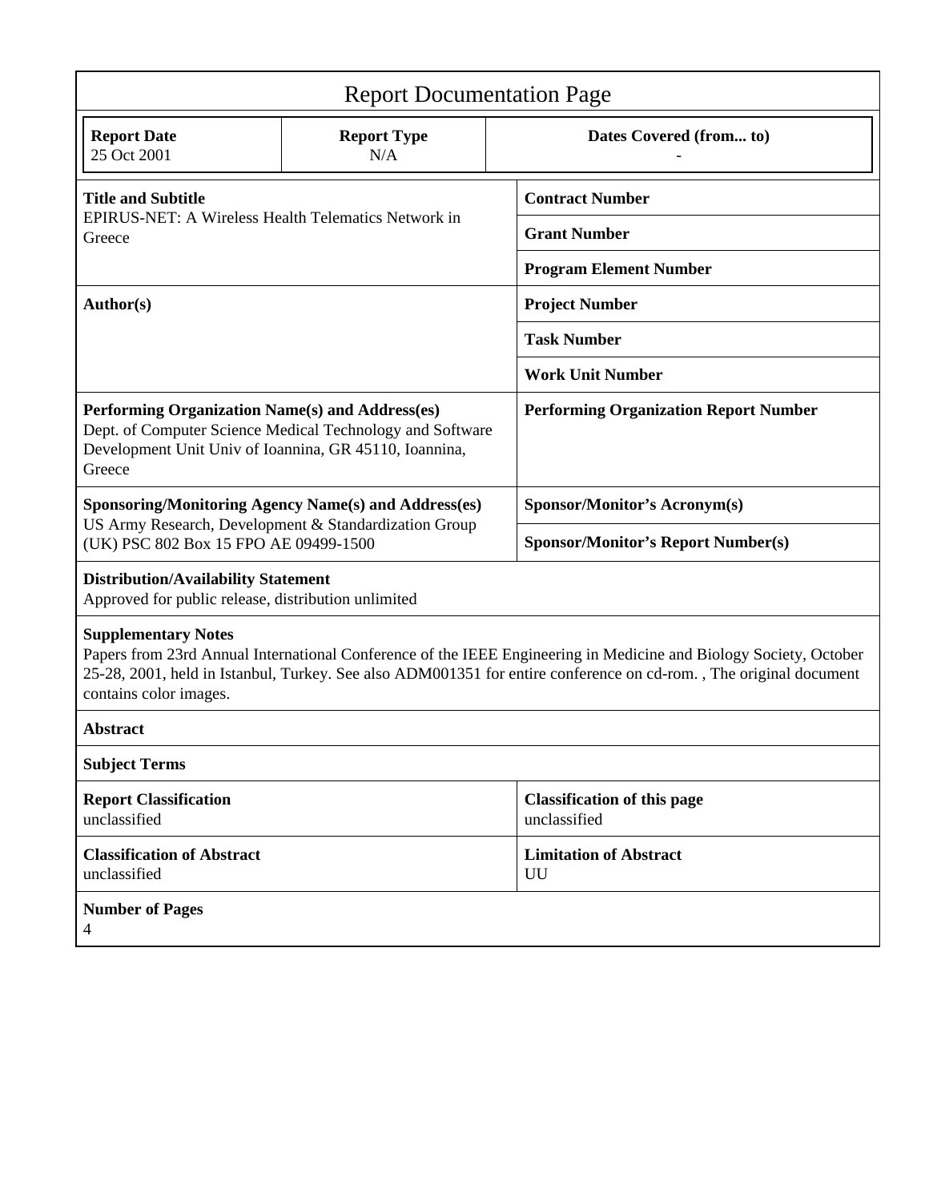# Report Documentation Page

| Report Date | Report Type | Dates Covered (from... to) |
|---|---|---|
| 25 Oct 2001 | N/A | - |

| | |
|---|---|
| **Title and Subtitle**<br>EPIRUS-NET: A Wireless Health Telematics Network in Greece | **Contract Number** |
| | **Grant Number** |
| | **Program Element Number** |
| **Author(s)** | **Project Number** |
| | **Task Number** |
| | **Work Unit Number** |
| **Performing Organization Name(s) and Address(es)**<br>Dept. of Computer Science Medical Technology and Software Development Unit Univ of Ioannina, GR 45110, Ioannina, Greece | **Performing Organization Report Number** |
| **Sponsoring/Monitoring Agency Name(s) and Address(es)**<br>US Army Research, Development & Standardization Group (UK) PSC 802 Box 15 FPO AE 09499-1500 | **Sponsor/Monitor's Acronym(s)** |
| | **Sponsor/Monitor's Report Number(s)** |

**Distribution/Availability Statement**
Approved for public release, distribution unlimited

**Supplementary Notes**
Papers from 23rd Annual International Conference of the IEEE Engineering in Medicine and Biology Society, October 25-28, 2001, held in Istanbul, Turkey. See also ADM001351 for entire conference on cd-rom. , The original document contains color images.

**Abstract**

**Subject Terms**

| | |
|---|---|
| **Report Classification**<br>unclassified | **Classification of this page**<br>unclassified |
| **Classification of Abstract**<br>unclassified | **Limitation of Abstract**<br>UU |

**Number of Pages**
4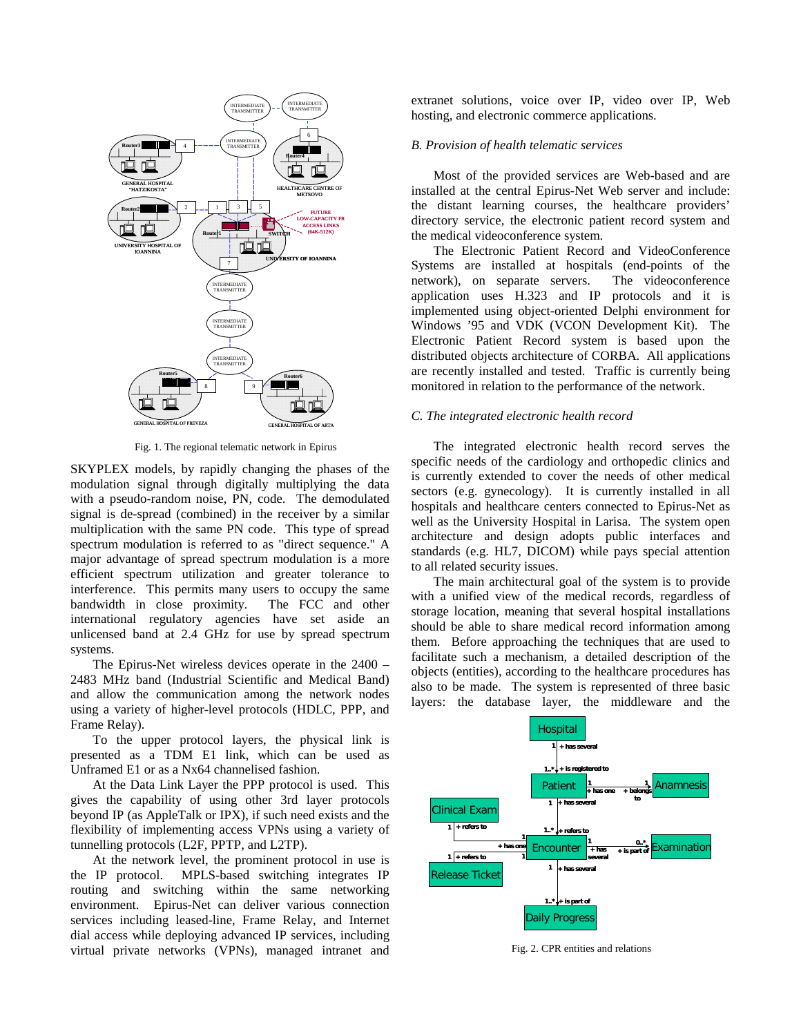Fig. 1. The regional telematic network in Epirus

SKYPLEX models, by rapidly changing the phases of the modulation signal through digitally multiplying the data with a pseudo-random noise, PN, code. The demodulated signal is de-spread (combined) in the receiver by a similar multiplication with the same PN code. This type of spread spectrum modulation is referred to as "direct sequence." A major advantage of spread spectrum modulation is a more efficient spectrum utilization and greater tolerance to interference. This permits many users to occupy the same bandwidth in close proximity. The FCC and other international regulatory agencies have set aside an unlicensed band at 2.4 GHz for use by spread spectrum systems.

The Epirus-Net wireless devices operate in the 2400 – 2483 MHz band (Industrial Scientific and Medical Band) and allow the communication among the network nodes using a variety of higher-level protocols (HDLC, PPP, and Frame Relay).

To the upper protocol layers, the physical link is presented as a TDM E1 link, which can be used as Unframed E1 or as a Nx64 channelised fashion.

At the Data Link Layer the PPP protocol is used. This gives the capability of using other 3rd layer protocols beyond IP (as AppleTalk or IPX), if such need exists and the flexibility of implementing access VPNs using a variety of tunnelling protocols (L2F, PPTP, and L2TP).

At the network level, the prominent protocol in use is the IP protocol. MPLS-based switching integrates IP routing and switching within the same networking environment. Epirus-Net can deliver various connection services including leased-line, Frame Relay, and Internet dial access while deploying advanced IP services, including virtual private networks (VPNs), managed intranet and extranet solutions, voice over IP, video over IP, Web hosting, and electronic commerce applications.

### *B. Provision of health telematic services*

Most of the provided services are Web-based and are installed at the central Epirus-Net Web server and include: the distant learning courses, the healthcare providers' directory service, the electronic patient record system and the medical videoconference system.

The Electronic Patient Record and VideoConference Systems are installed at hospitals (end-points of the network), on separate servers. The videoconference application uses H.323 and IP protocols and it is implemented using object-oriented Delphi environment for Windows '95 and VDK (VCON Development Kit). The Electronic Patient Record system is based upon the distributed objects architecture of CORBA. All applications are recently installed and tested. Traffic is currently being monitored in relation to the performance of the network.

### *C. The integrated electronic health record*

The integrated electronic health record serves the specific needs of the cardiology and orthopedic clinics and is currently extended to cover the needs of other medical sectors (e.g. gynecology). It is currently installed in all hospitals and healthcare centers connected to Epirus-Net as well as the University Hospital in Larisa. The system open architecture and design adopts public interfaces and standards (e.g. HL7, DICOM) while pays special attention to all related security issues.

The main architectural goal of the system is to provide with a unified view of the medical records, regardless of storage location, meaning that several hospital installations should be able to share medical record information among them. Before approaching the techniques that are used to facilitate such a mechanism, a detailed description of the objects (entities), according to the healthcare procedures has also to be made. The system is represented of three basic layers: the database layer, the middleware and the

Fig. 2. CPR entities and relations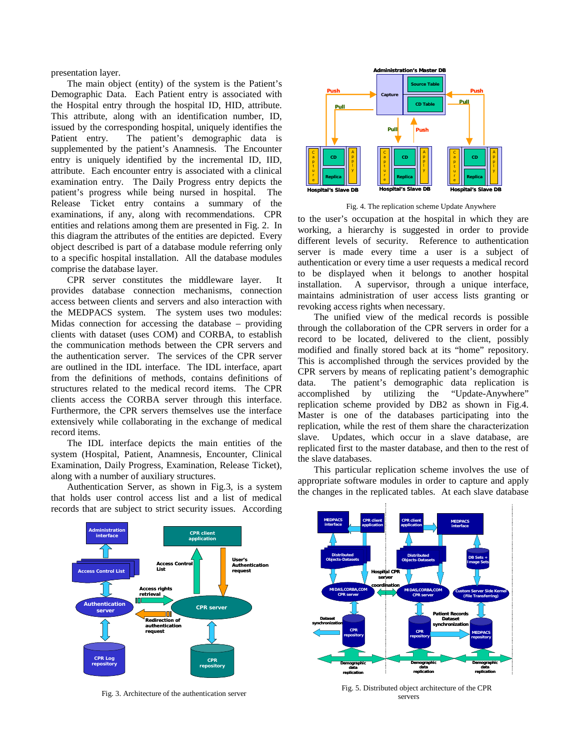presentation layer.

The main object (entity) of the system is the Patient's Demographic Data. Each Patient entry is associated with the Hospital entry through the hospital ID, HID, attribute. This attribute, along with an identification number, ID, issued by the corresponding hospital, uniquely identifies the Patient entry. The patient's demographic data is supplemented by the patient's Anamnesis. The Encounter entry is uniquely identified by the incremental ID, IID, attribute. Each encounter entry is associated with a clinical examination entry. The Daily Progress entry depicts the patient's progress while being nursed in hospital. The Release Ticket entry contains a summary of the examinations, if any, along with recommendations. CPR entities and relations among them are presented in Fig. 2. In this diagram the attributes of the entities are depicted. Every object described is part of a database module referring only to a specific hospital installation. All the database modules comprise the database layer.

CPR server constitutes the middleware layer. It provides database connection mechanisms, connection access between clients and servers and also interaction with the MEDPACS system. The system uses two modules: Midas connection for accessing the database – providing clients with dataset (uses COM) and CORBA, to establish the communication methods between the CPR servers and the authentication server. The services of the CPR server are outlined in the IDL interface. The IDL interface, apart from the definitions of methods, contains definitions of structures related to the medical record items. The CPR clients access the CORBA server through this interface. Furthermore, the CPR servers themselves use the interface extensively while collaborating in the exchange of medical record items.

The IDL interface depicts the main entities of the system (Hospital, Patient, Anamnesis, Encounter, Clinical Examination, Daily Progress, Examination, Release Ticket), along with a number of auxiliary structures.

Authentication Server, as shown in Fig.3, is a system that holds user control access list and a list of medical records that are subject to strict security issues. According to the user's occupation at the hospital in which they are working, a hierarchy is suggested in order to provide different levels of security. Reference to authentication server is made every time a user is a subject of authentication or every time a user requests a medical record to be displayed when it belongs to another hospital installation. A supervisor, through a unique interface, maintains administration of user access lists granting or revoking access rights when necessary.

The unified view of the medical records is possible through the collaboration of the CPR servers in order for a record to be located, delivered to the client, possibly modified and finally stored back at its "home" repository. This is accomplished through the services provided by the CPR servers by means of replicating patient's demographic data. The patient's demographic data replication is accomplished by utilizing the "Update-Anywhere" replication scheme provided by DB2 as shown in Fig.4. Master is one of the databases participating into the replication, while the rest of them share the characterization slave. Updates, which occur in a slave database, are replicated first to the master database, and then to the rest of the slave databases.

This particular replication scheme involves the use of appropriate software modules in order to capture and apply the changes in the replicated tables. At each slave database

Fig. 4. The replication scheme Update Anywhere

Fig. 3. Architecture of the authentication server

Fig. 5. Distributed object architecture of the CPR servers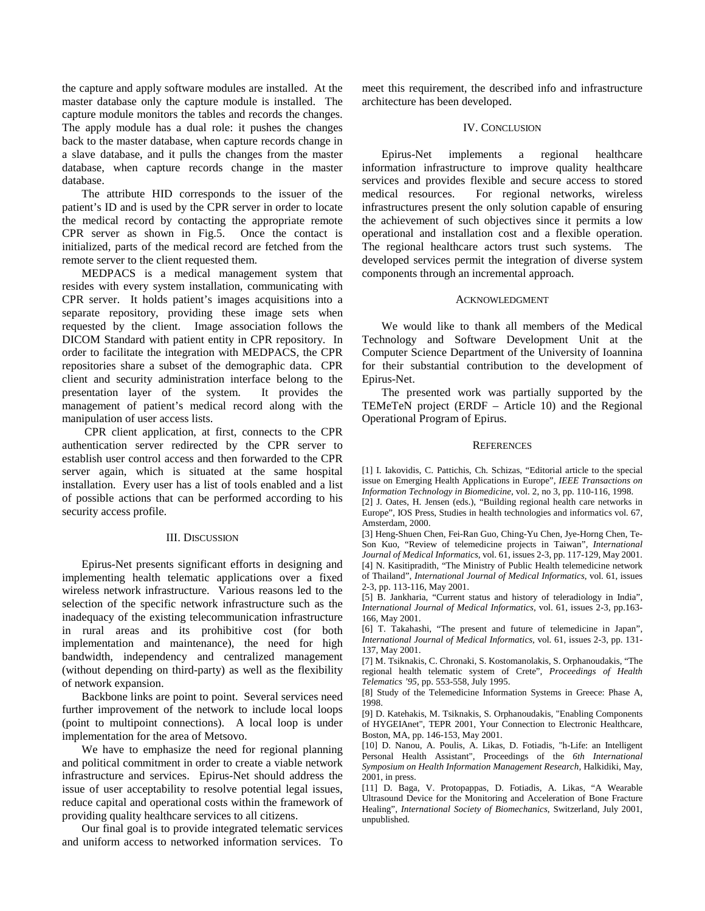the capture and apply software modules are installed. At the master database only the capture module is installed. The capture module monitors the tables and records the changes. The apply module has a dual role: it pushes the changes back to the master database, when capture records change in a slave database, and it pulls the changes from the master database, when capture records change in the master database.

The attribute HID corresponds to the issuer of the patient's ID and is used by the CPR server in order to locate the medical record by contacting the appropriate remote CPR server as shown in Fig.5. Once the contact is initialized, parts of the medical record are fetched from the remote server to the client requested them.

MEDPACS is a medical management system that resides with every system installation, communicating with CPR server. It holds patient's images acquisitions into a separate repository, providing these image sets when requested by the client. Image association follows the DICOM Standard with patient entity in CPR repository. In order to facilitate the integration with MEDPACS, the CPR repositories share a subset of the demographic data. CPR client and security administration interface belong to the presentation layer of the system. It provides the management of patient's medical record along with the manipulation of user access lists.

CPR client application, at first, connects to the CPR authentication server redirected by the CPR server to establish user control access and then forwarded to the CPR server again, which is situated at the same hospital installation. Every user has a list of tools enabled and a list of possible actions that can be performed according to his security access profile.

## III. Discussion

Epirus-Net presents significant efforts in designing and implementing health telematic applications over a fixed wireless network infrastructure. Various reasons led to the selection of the specific network infrastructure such as the inadequacy of the existing telecommunication infrastructure in rural areas and its prohibitive cost (for both implementation and maintenance), the need for high bandwidth, independency and centralized management (without depending on third-party) as well as the flexibility of network expansion.

Backbone links are point to point. Several services need further improvement of the network to include local loops (point to multipoint connections). A local loop is under implementation for the area of Metsovo.

We have to emphasize the need for regional planning and political commitment in order to create a viable network infrastructure and services. Epirus-Net should address the issue of user acceptability to resolve potential legal issues, reduce capital and operational costs within the framework of providing quality healthcare services to all citizens.

Our final goal is to provide integrated telematic services and uniform access to networked information services. To meet this requirement, the described info and infrastructure architecture has been developed.

## IV. Conclusion

Epirus-Net implements a regional healthcare information infrastructure to improve quality healthcare services and provides flexible and secure access to stored medical resources. For regional networks, wireless infrastructures present the only solution capable of ensuring the achievement of such objectives since it permits a low operational and installation cost and a flexible operation. The regional healthcare actors trust such systems. The developed services permit the integration of diverse system components through an incremental approach.

## Acknowledgment

We would like to thank all members of the Medical Technology and Software Development Unit at the Computer Science Department of the University of Ioannina for their substantial contribution to the development of Epirus-Net.

The presented work was partially supported by the TEMeTeN project (ERDF – Article 10) and the Regional Operational Program of Epirus.

## References

[1] I. Iakovidis, C. Pattichis, Ch. Schizas, "Editorial article to the special issue on Emerging Health Applications in Europe", *IEEE Transactions on Information Technology in Biomedicine*, vol. 2, no 3, pp. 110-116, 1998.

[2] J. Oates, H. Jensen (eds.), "Building regional health care networks in Europe", IOS Press, Studies in health technologies and informatics vol. 67, Amsterdam, 2000.

[3] Heng-Shuen Chen, Fei-Ran Guo, Ching-Yu Chen, Jye-Horng Chen, Te-Son Kuo, "Review of telemedicine projects in Taiwan", *International Journal of Medical Informatics*, vol. 61, issues 2-3, pp. 117-129, May 2001.

[4] N. Kasitipradith, "The Ministry of Public Health telemedicine network of Thailand", *International Journal of Medical Informatics*, vol. 61, issues 2-3, pp. 113-116, May 2001.

[5] B. Jankharia, "Current status and history of teleradiology in India", *International Journal of Medical Informatics*, vol. 61, issues 2-3, pp.163-166, May 2001.

[6] T. Takahashi, "The present and future of telemedicine in Japan", *International Journal of Medical Informatics*, vol. 61, issues 2-3, pp. 131-137, May 2001.

[7] M. Tsiknakis, C. Chronaki, S. Kostomanolakis, S. Orphanoudakis, "The regional health telematic system of Crete", *Proceedings of Health Telematics '95*, pp. 553-558, July 1995.

[8] Study of the Telemedicine Information Systems in Greece: Phase A, 1998.

[9] D. Katehakis, M. Tsiknakis, S. Orphanoudakis, "Enabling Components of HYGEIAnet", TEPR 2001, Your Connection to Electronic Healthcare, Boston, MA, pp. 146-153, May 2001.

[10] D. Nanou, A. Poulis, A. Likas, D. Fotiadis, "h-Life: an Intelligent Personal Health Assistant", Proceedings of the *6th International Symposium on Health Information Management Research*, Halkidiki, May, 2001, in press.

[11] D. Baga, V. Protopappas, D. Fotiadis, A. Likas, "A Wearable Ultrasound Device for the Monitoring and Acceleration of Bone Fracture Healing", *International Society of Biomechanics*, Switzerland, July 2001, unpublished.